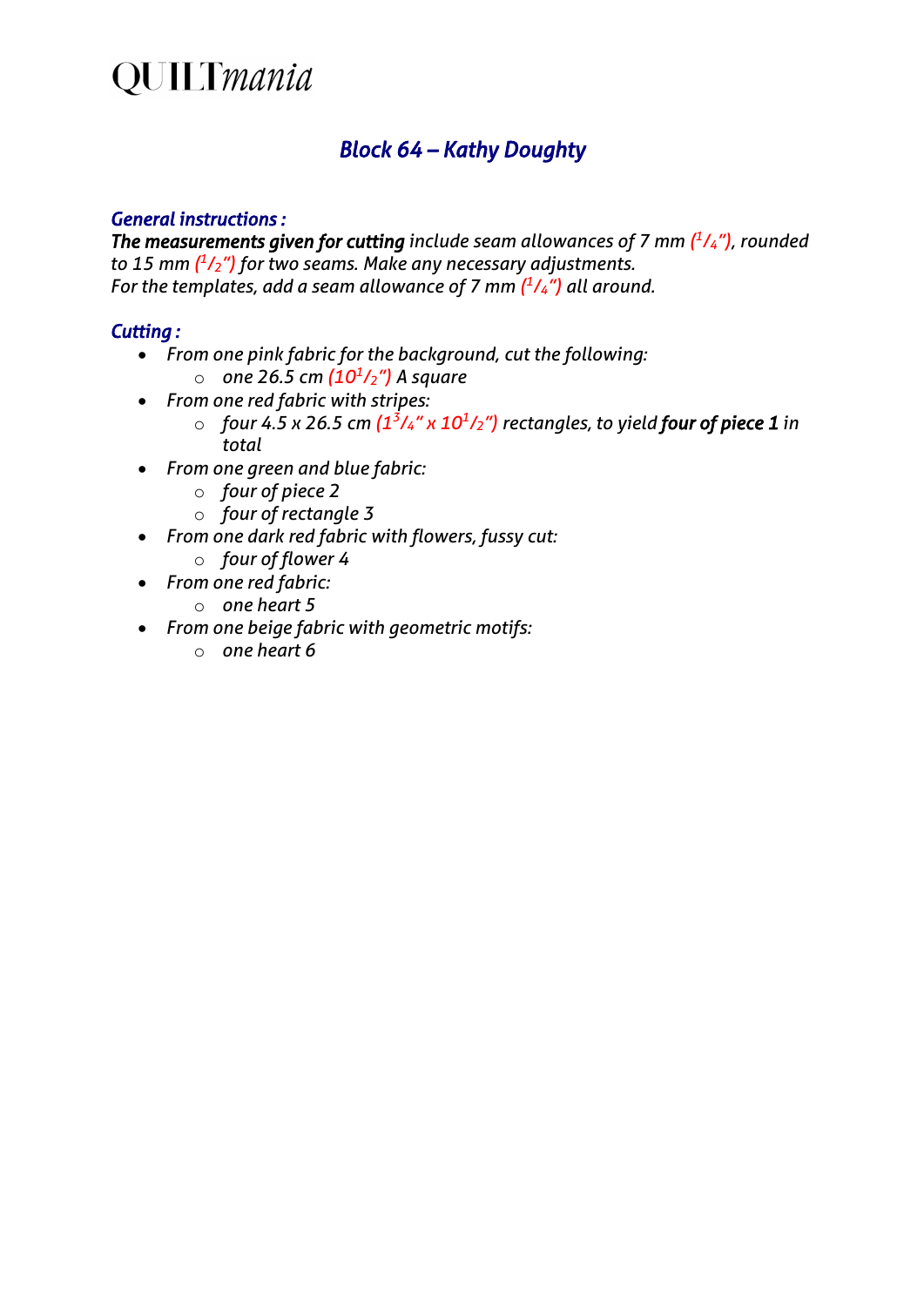# QUILT*mania*

## *Block 64 – Kathy Doughty*

### *General instructions :*

***The measurements given for cutting** include seam allowances of 7 mm (1/4"), rounded to 15 mm (1/2") for two seams. Make any necessary adjustments.*
*For the templates, add a seam allowance of 7 mm (1/4") all around.*

### *Cutting :*

- *From one pink fabric for the background, cut the following:*
  - *one 26.5 cm (10 1/2") A square*
- *From one red fabric with stripes:*
  - *four 4.5 x 26.5 cm (1 3/4" x 10 1/2") rectangles, to yield **four of piece 1** in total*
- *From one green and blue fabric:*
  - *four of piece 2*
  - *four of rectangle 3*
- *From one dark red fabric with flowers, fussy cut:*
  - *four of flower 4*
- *From one red fabric:*
  - *one heart 5*
- *From one beige fabric with geometric motifs:*
  - *one heart 6*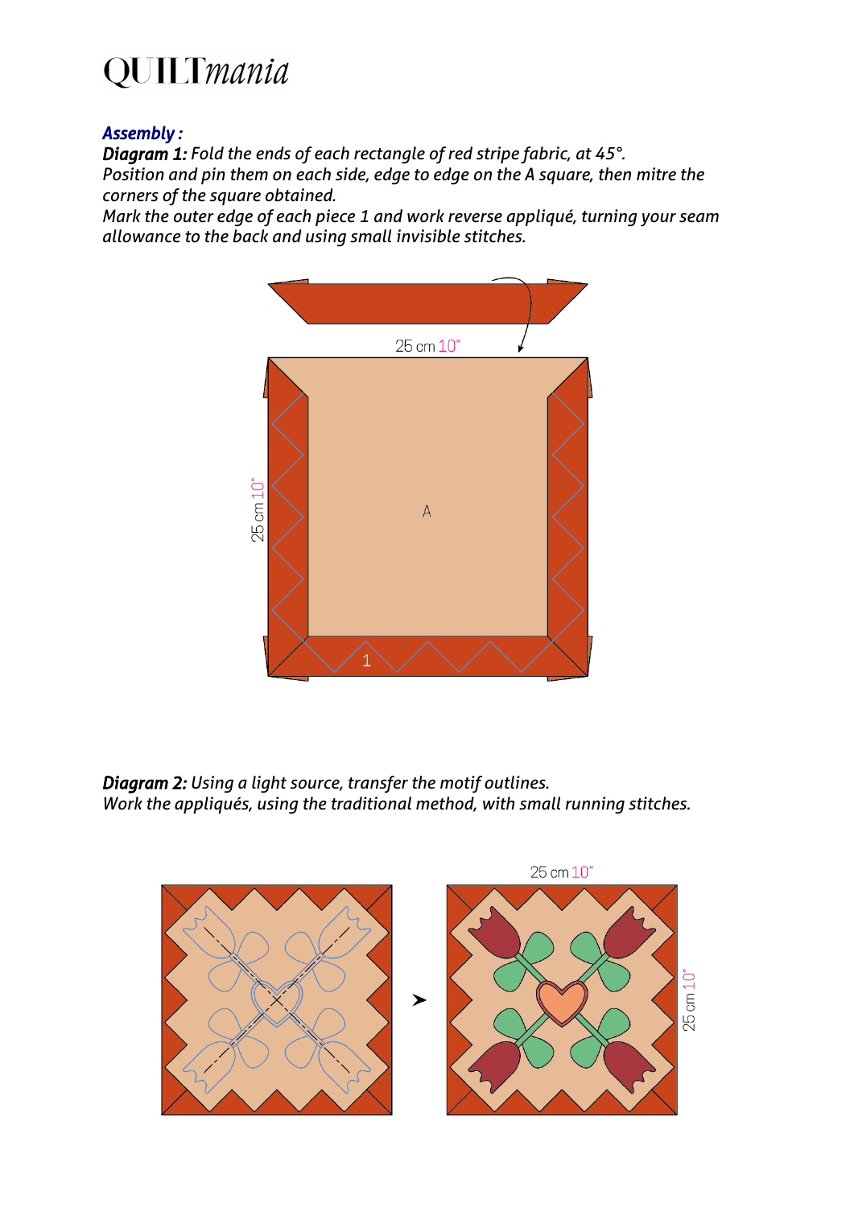QUILTmania

***Assembly :***

***Diagram 1:*** *Fold the ends of each rectangle of red stripe fabric, at 45°.*
*Position and pin them on each side, edge to edge on the A square, then mitre the corners of the square obtained.*
*Mark the outer edge of each piece 1 and work reverse appliqué, turning your seam allowance to the back and using small invisible stitches.*

25 cm 10"

25 cm 10"

A

1

***Diagram 2:*** *Using a light source, transfer the motif outlines.*
*Work the appliqués, using the traditional method, with small running stitches.*

25 cm 10"

25 cm 10"